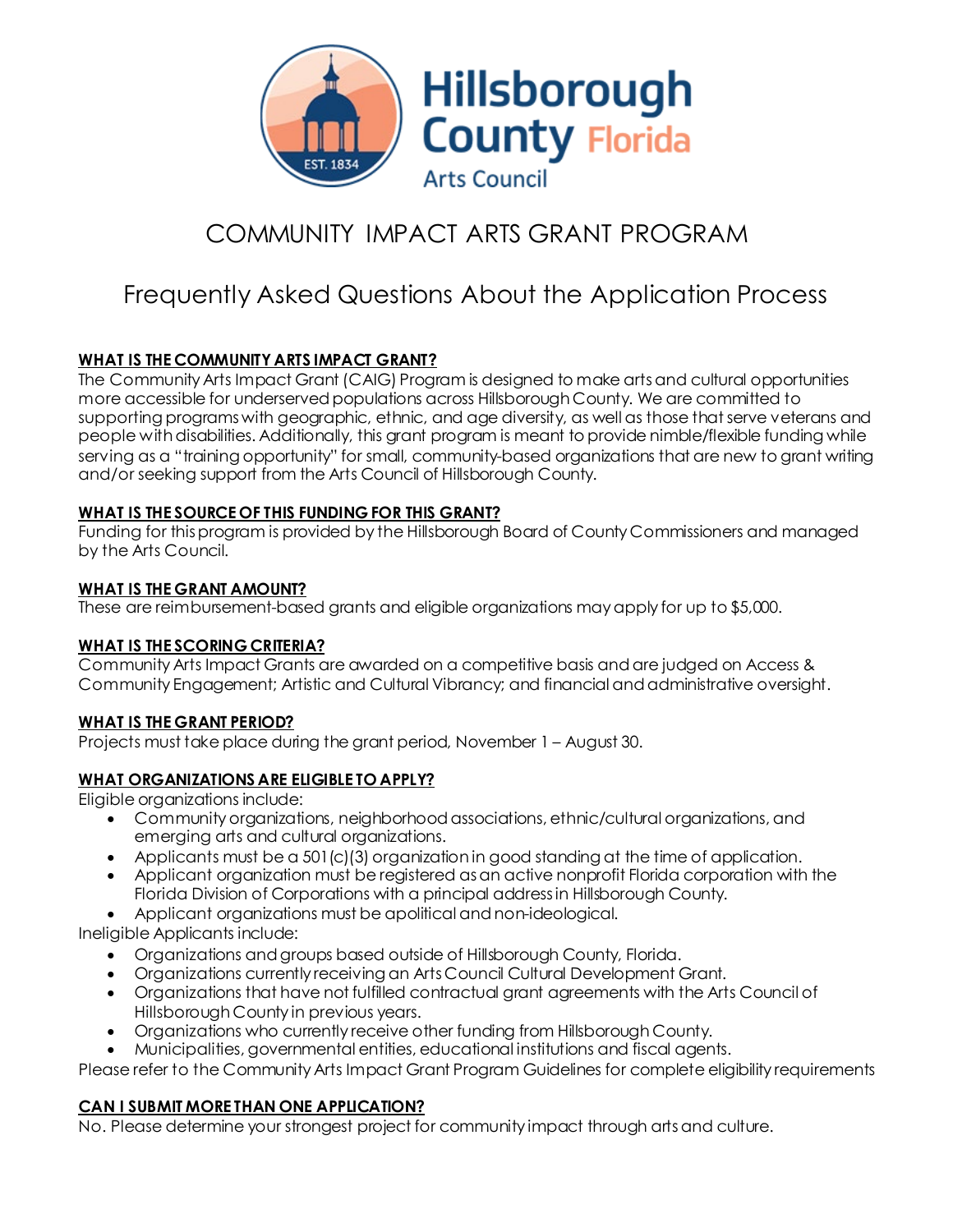Hillsborough County Florida

Arts Council

# COMMUNITY IMPACT ARTS GRANT PROGRAM

## Frequently Asked Questions About the Application Process

### WHAT IS THE COMMUNITY ARTS IMPACT GRANT?

The Community Arts Impact Grant (CAIG) Program is designed to make arts and cultural opportunities more accessible for underserved populations across Hillsborough County. We are committed to supporting programs with geographic, ethnic, and age diversity, as well as those that serve veterans and people with disabilities. Additionally, this grant program is meant to provide nimble/flexible funding while serving as a "training opportunity" for small, community-based organizations that are new to grant writing and/or seeking support from the Arts Council of Hillsborough County.

### WHAT IS THE SOURCE OF THIS FUNDING FOR THIS GRANT?

Funding for this program is provided by the Hillsborough Board of County Commissioners and managed by the Arts Council.

### WHAT IS THE GRANT AMOUNT?

These are reimbursement-based grants and eligible organizations may apply for up to $5,000.

### WHAT IS THE SCORING CRITERIA?

Community Arts Impact Grants are awarded on a competitive basis and are judged on Access & Community Engagement; Artistic and Cultural Vibrancy; and financial and administrative oversight.

### WHAT IS THE GRANT PERIOD?

Projects must take place during the grant period, November 1 – August 30.

### WHAT ORGANIZATIONS ARE ELIGIBLE TO APPLY?

Eligible organizations include:

- Community organizations, neighborhood associations, ethnic/cultural organizations, and emerging arts and cultural organizations.
- Applicants must be a 501(c)(3) organization in good standing at the time of application.
- Applicant organization must be registered as an active nonprofit Florida corporation with the Florida Division of Corporations with a principal address in Hillsborough County.
- Applicant organizations must be apolitical and non-ideological.

Ineligible Applicants include:

- Organizations and groups based outside of Hillsborough County, Florida.
- Organizations currently receiving an Arts Council Cultural Development Grant.
- Organizations that have not fulfilled contractual grant agreements with the Arts Council of Hillsborough County in previous years.
- Organizations who currently receive other funding from Hillsborough County.
- Municipalities, governmental entities, educational institutions and fiscal agents.

Please refer to the Community Arts Impact Grant Program Guidelines for complete eligibility requirements

### CAN I SUBMIT MORE THAN ONE APPLICATION?

No. Please determine your strongest project for community impact through arts and culture.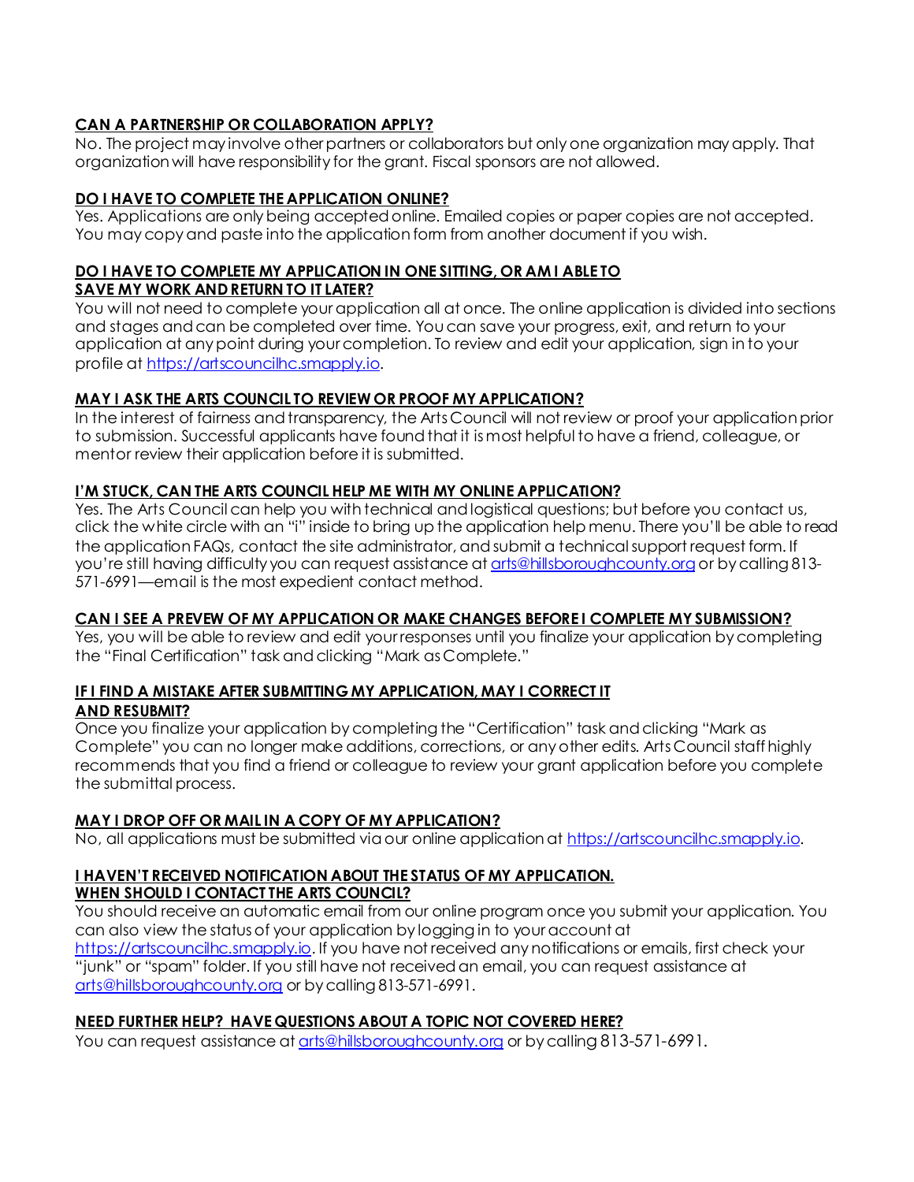**CAN A PARTNERSHIP OR COLLABORATION APPLY?**

No. The project may involve other partners or collaborators but only one organization may apply. That organization will have responsibility for the grant. Fiscal sponsors are not allowed.

**DO I HAVE TO COMPLETE THE APPLICATION ONLINE?**

Yes. Applications are only being accepted online. Emailed copies or paper copies are not accepted. You may copy and paste into the application form from another document if you wish.

**DO I HAVE TO COMPLETE MY APPLICATION IN ONE SITTING, OR AM I ABLE TO SAVE MY WORK AND RETURN TO IT LATER?**

You will not need to complete your application all at once. The online application is divided into sections and stages and can be completed over time. You can save your progress, exit, and return to your application at any point during your completion. To review and edit your application, sign in to your profile at https://artscouncilhc.smapply.io.

**MAY I ASK THE ARTS COUNCIL TO REVIEW OR PROOF MY APPLICATION?**

In the interest of fairness and transparency, the Arts Council will not review or proof your application prior to submission. Successful applicants have found that it is most helpful to have a friend, colleague, or mentor review their application before it is submitted.

**I'M STUCK, CAN THE ARTS COUNCIL HELP ME WITH MY ONLINE APPLICATION?**

Yes. The Arts Council can help you with technical and logistical questions; but before you contact us, click the white circle with an "i" inside to bring up the application help menu. There you'll be able to read the application FAQs, contact the site administrator, and submit a technical support request form. If you're still having difficulty you can request assistance at arts@hillsboroughcounty.org or by calling 813-571-6991—email is the most expedient contact method.

**CAN I SEE A PREVEW OF MY APPLICATION OR MAKE CHANGES BEFORE I COMPLETE MY SUBMISSION?**

Yes, you will be able to review and edit your responses until you finalize your application by completing the "Final Certification" task and clicking "Mark as Complete."

**IF I FIND A MISTAKE AFTER SUBMITTING MY APPLICATION, MAY I CORRECT IT AND RESUBMIT?**

Once you finalize your application by completing the "Certification" task and clicking "Mark as Complete" you can no longer make additions, corrections, or any other edits. Arts Council staff highly recommends that you find a friend or colleague to review your grant application before you complete the submittal process.

**MAY I DROP OFF OR MAIL IN A COPY OF MY APPLICATION?**

No, all applications must be submitted via our online application at https://artscouncilhc.smapply.io.

**I HAVEN'T RECEIVED NOTIFICATION ABOUT THE STATUS OF MY APPLICATION. WHEN SHOULD I CONTACT THE ARTS COUNCIL?**

You should receive an automatic email from our online program once you submit your application. You can also view the status of your application by logging in to your account at https://artscouncilhc.smapply.io. If you have not received any notifications or emails, first check your "junk" or "spam" folder. If you still have not received an email, you can request assistance at arts@hillsboroughcounty.org or by calling 813-571-6991.

**NEED FURTHER HELP? HAVE QUESTIONS ABOUT A TOPIC NOT COVERED HERE?**

You can request assistance at arts@hillsboroughcounty.org or by calling 813-571-6991.